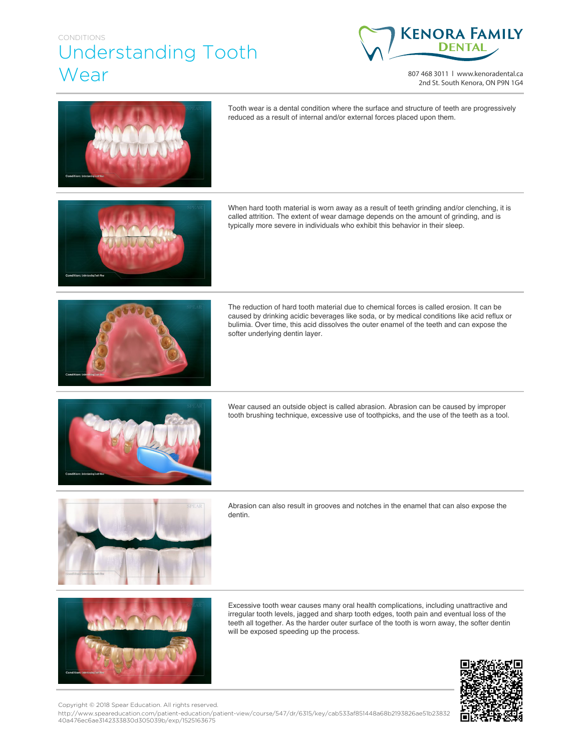CONDITIONS

# Understanding Tooth Wear

**KENORA FAMILY DENTAL**

807 468 3011 | www.kenoradental.ca
2nd St. South Kenora, ON P9N 1G4

Tooth wear is a dental condition where the surface and structure of teeth are progressively reduced as a result of internal and/or external forces placed upon them.

When hard tooth material is worn away as a result of teeth grinding and/or clenching, it is called attrition. The extent of wear damage depends on the amount of grinding, and is typically more severe in individuals who exhibit this behavior in their sleep.

The reduction of hard tooth material due to chemical forces is called erosion. It can be caused by drinking acidic beverages like soda, or by medical conditions like acid reflux or bulimia. Over time, this acid dissolves the outer enamel of the teeth and can expose the softer underlying dentin layer.

Wear caused an outside object is called abrasion. Abrasion can be caused by improper tooth brushing technique, excessive use of toothpicks, and the use of the teeth as a tool.

Abrasion can also result in grooves and notches in the enamel that can also expose the dentin.

Excessive tooth wear causes many oral health complications, including unattractive and irregular tooth levels, jagged and sharp tooth edges, tooth pain and eventual loss of the teeth all together. As the harder outer surface of the tooth is worn away, the softer dentin will be exposed speeding up the process.

Copyright © 2018 Spear Education. All rights reserved.
http://www.speareducation.com/patient-education/patient-view/course/547/dr/6315/key/cab533af851448a68b2193826ae51b2383240a476ec6ae3142333830d305039b/exp/1525163675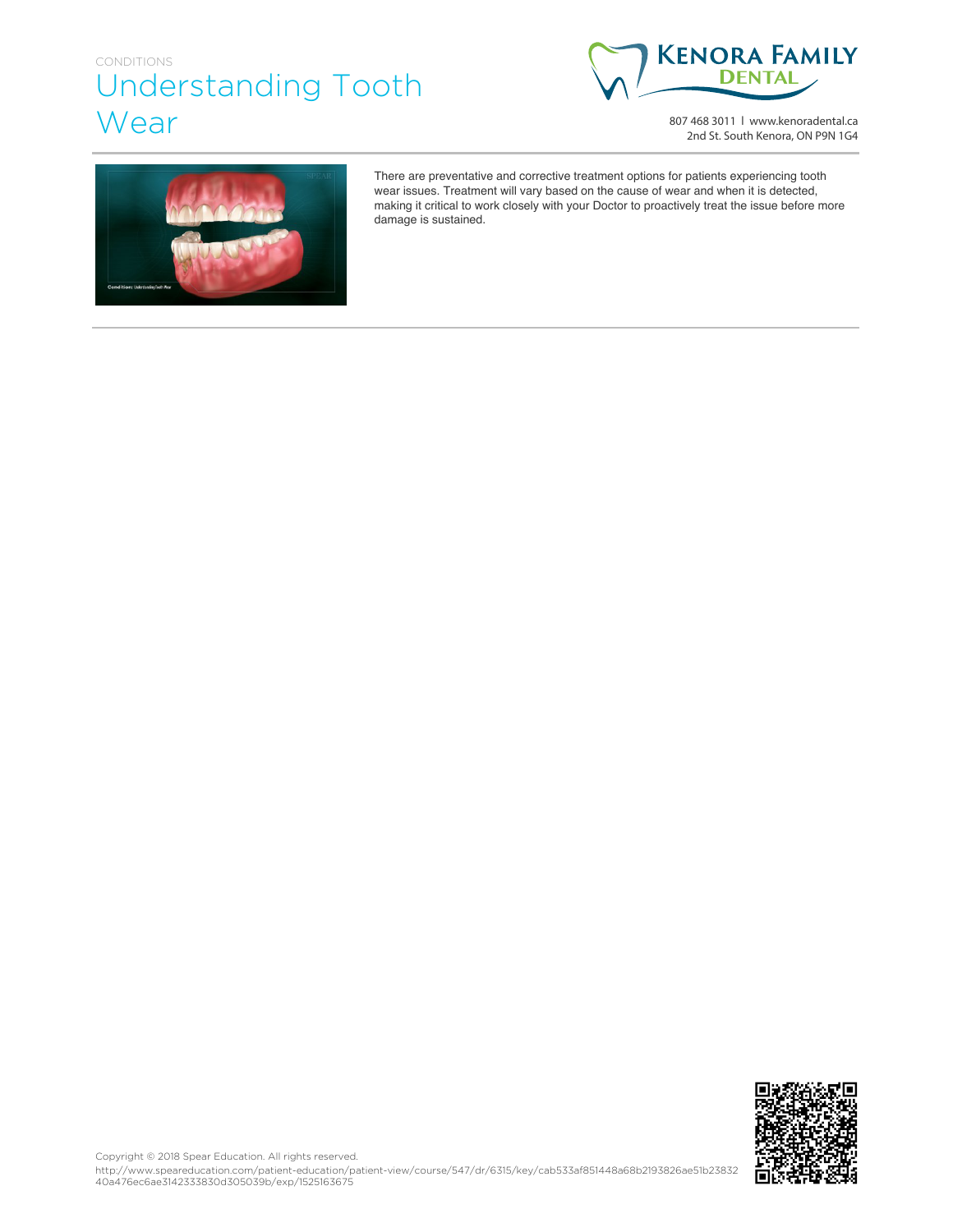CONDITIONS

# Understanding Tooth Wear

807 468 3011 | www.kenoradental.ca
2nd St. South Kenora, ON P9N 1G4

There are preventative and corrective treatment options for patients experiencing tooth wear issues. Treatment will vary based on the cause of wear and when it is detected, making it critical to work closely with your Doctor to proactively treat the issue before more damage is sustained.

Copyright © 2018 Spear Education. All rights reserved.
http://www.speareducation.com/patient-education/patient-view/course/547/dr/6315/key/cab533af851448a68b2193826ae51b2383240a476ec6ae3142333830d305039b/exp/1525163675